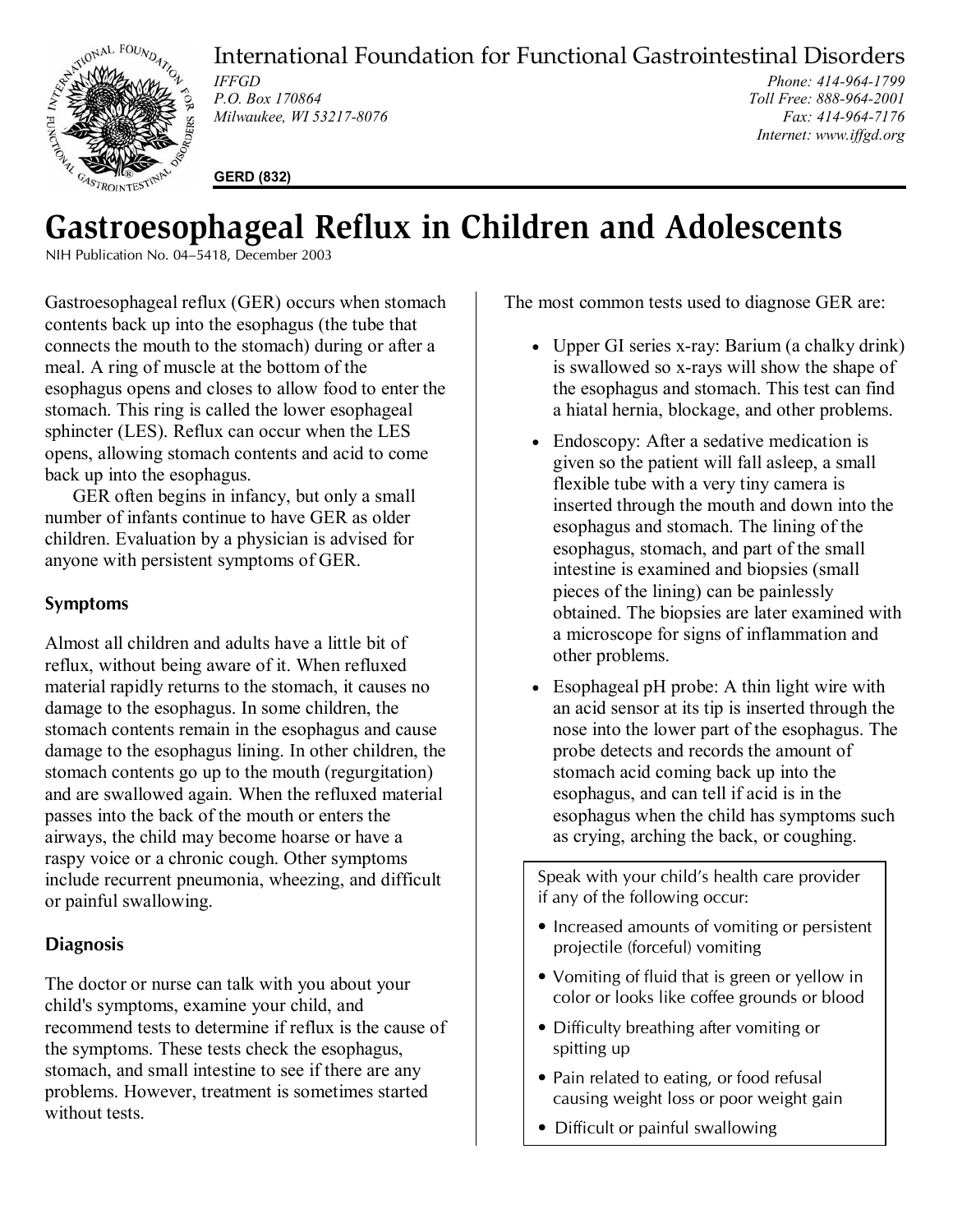International Foundation for Functional Gastrointestinal Disorders

*IFFGD*
*P.O. Box 170864*
*Milwaukee, WI 53217-8076*

*Phone: 414-964-1799*
*Toll Free: 888-964-2001*
*Fax: 414-964-7176*
*Internet: www.iffgd.org*

**GERD (832)**

# Gastroesophageal Reflux in Children and Adolescents

NIH Publication No. 04–5418, December 2003

Gastroesophageal reflux (GER) occurs when stomach contents back up into the esophagus (the tube that connects the mouth to the stomach) during or after a meal. A ring of muscle at the bottom of the esophagus opens and closes to allow food to enter the stomach. This ring is called the lower esophageal sphincter (LES). Reflux can occur when the LES opens, allowing stomach contents and acid to come back up into the esophagus.

GER often begins in infancy, but only a small number of infants continue to have GER as older children. Evaluation by a physician is advised for anyone with persistent symptoms of GER.

## Symptoms

Almost all children and adults have a little bit of reflux, without being aware of it. When refluxed material rapidly returns to the stomach, it causes no damage to the esophagus. In some children, the stomach contents remain in the esophagus and cause damage to the esophagus lining. In other children, the stomach contents go up to the mouth (regurgitation) and are swallowed again. When the refluxed material passes into the back of the mouth or enters the airways, the child may become hoarse or have a raspy voice or a chronic cough. Other symptoms include recurrent pneumonia, wheezing, and difficult or painful swallowing.

## Diagnosis

The doctor or nurse can talk with you about your child's symptoms, examine your child, and recommend tests to determine if reflux is the cause of the symptoms. These tests check the esophagus, stomach, and small intestine to see if there are any problems. However, treatment is sometimes started without tests.

The most common tests used to diagnose GER are:

- Upper GI series x-ray: Barium (a chalky drink) is swallowed so x-rays will show the shape of the esophagus and stomach. This test can find a hiatal hernia, blockage, and other problems.
- Endoscopy: After a sedative medication is given so the patient will fall asleep, a small flexible tube with a very tiny camera is inserted through the mouth and down into the esophagus and stomach. The lining of the esophagus, stomach, and part of the small intestine is examined and biopsies (small pieces of the lining) can be painlessly obtained. The biopsies are later examined with a microscope for signs of inflammation and other problems.
- Esophageal pH probe: A thin light wire with an acid sensor at its tip is inserted through the nose into the lower part of the esophagus. The probe detects and records the amount of stomach acid coming back up into the esophagus, and can tell if acid is in the esophagus when the child has symptoms such as crying, arching the back, or coughing.

Speak with your child's health care provider if any of the following occur:

- Increased amounts of vomiting or persistent projectile (forceful) vomiting
- Vomiting of fluid that is green or yellow in color or looks like coffee grounds or blood
- Difficulty breathing after vomiting or spitting up
- Pain related to eating, or food refusal causing weight loss or poor weight gain
- Difficult or painful swallowing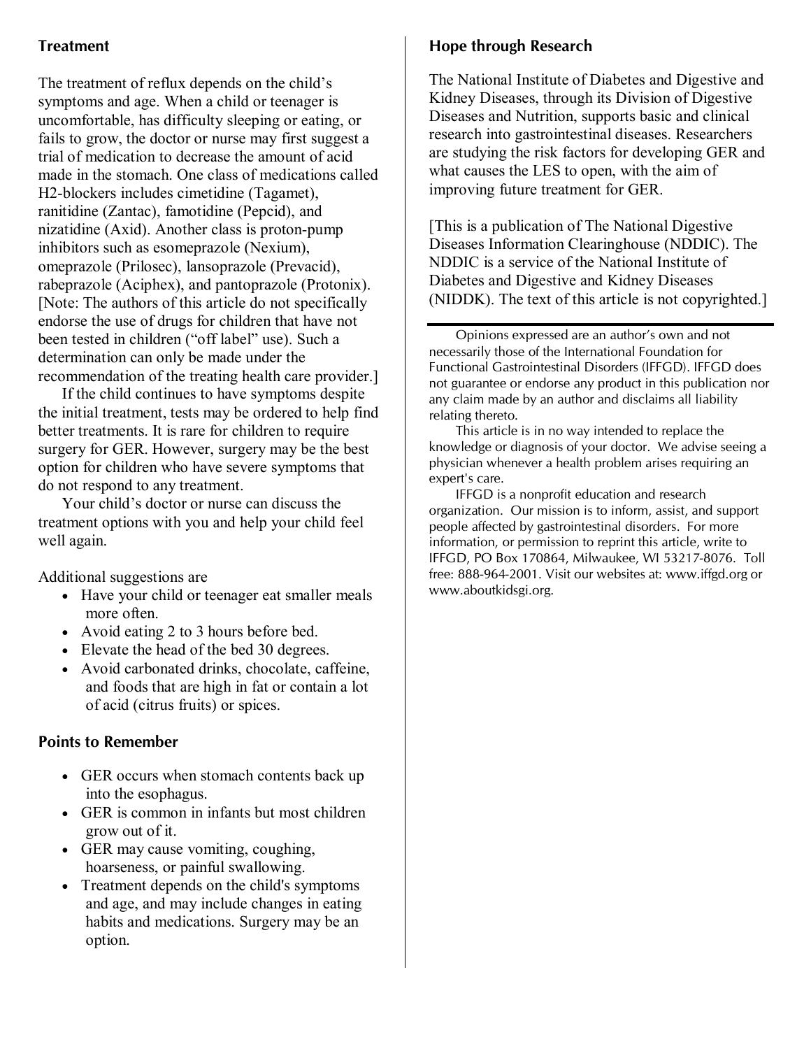## Treatment

The treatment of reflux depends on the child's symptoms and age. When a child or teenager is uncomfortable, has difficulty sleeping or eating, or fails to grow, the doctor or nurse may first suggest a trial of medication to decrease the amount of acid made in the stomach. One class of medications called H2-blockers includes cimetidine (Tagamet), ranitidine (Zantac), famotidine (Pepcid), and nizatidine (Axid). Another class is proton-pump inhibitors such as esomeprazole (Nexium), omeprazole (Prilosec), lansoprazole (Prevacid), rabeprazole (Aciphex), and pantoprazole (Protonix). [Note: The authors of this article do not specifically endorse the use of drugs for children that have not been tested in children ("off label" use). Such a determination can only be made under the recommendation of the treating health care provider.]

If the child continues to have symptoms despite the initial treatment, tests may be ordered to help find better treatments. It is rare for children to require surgery for GER. However, surgery may be the best option for children who have severe symptoms that do not respond to any treatment.

Your child's doctor or nurse can discuss the treatment options with you and help your child feel well again.

Additional suggestions are

- Have your child or teenager eat smaller meals more often.
- Avoid eating 2 to 3 hours before bed.
- Elevate the head of the bed 30 degrees.
- Avoid carbonated drinks, chocolate, caffeine, and foods that are high in fat or contain a lot of acid (citrus fruits) or spices.

## Points to Remember

- GER occurs when stomach contents back up into the esophagus.
- GER is common in infants but most children grow out of it.
- GER may cause vomiting, coughing, hoarseness, or painful swallowing.
- Treatment depends on the child's symptoms and age, and may include changes in eating habits and medications. Surgery may be an option.

## Hope through Research

The National Institute of Diabetes and Digestive and Kidney Diseases, through its Division of Digestive Diseases and Nutrition, supports basic and clinical research into gastrointestinal diseases. Researchers are studying the risk factors for developing GER and what causes the LES to open, with the aim of improving future treatment for GER.

[This is a publication of The National Digestive Diseases Information Clearinghouse (NDDIC). The NDDIC is a service of the National Institute of Diabetes and Digestive and Kidney Diseases (NIDDK). The text of this article is not copyrighted.]

---

Opinions expressed are an author's own and not necessarily those of the International Foundation for Functional Gastrointestinal Disorders (IFFGD). IFFGD does not guarantee or endorse any product in this publication nor any claim made by an author and disclaims all liability relating thereto.

This article is in no way intended to replace the knowledge or diagnosis of your doctor. We advise seeing a physician whenever a health problem arises requiring an expert's care.

IFFGD is a nonprofit education and research organization. Our mission is to inform, assist, and support people affected by gastrointestinal disorders. For more information, or permission to reprint this article, write to IFFGD, PO Box 170864, Milwaukee, WI 53217-8076. Toll free: 888-964-2001. Visit our websites at: www.iffgd.org or www.aboutkidsgi.org.